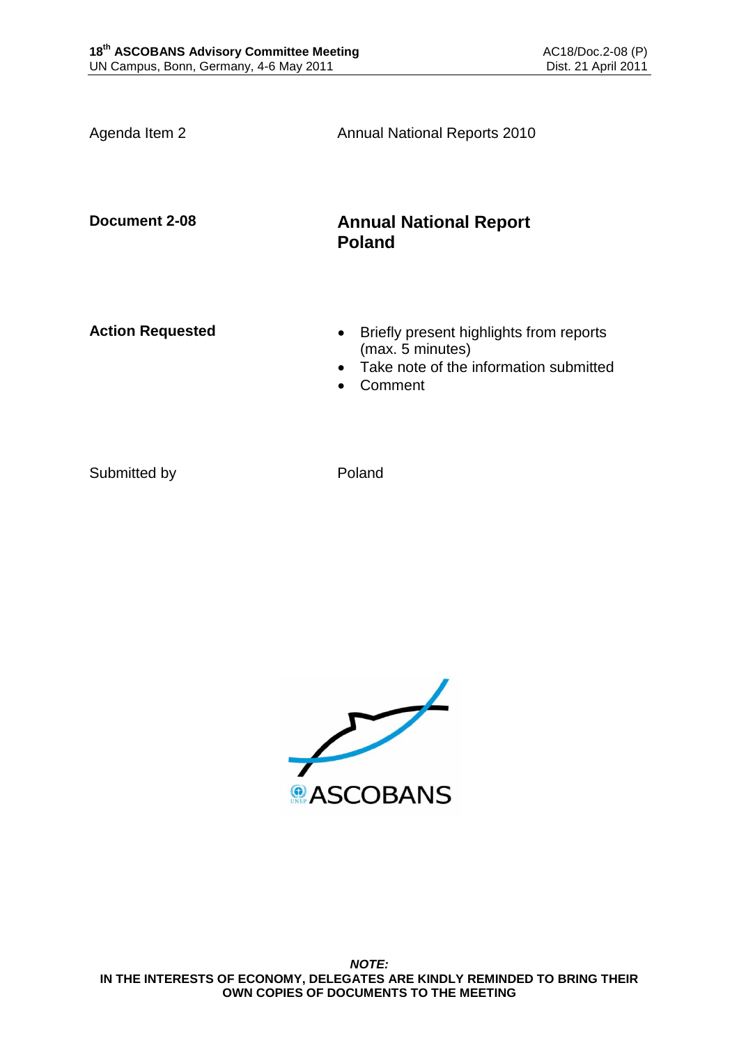**18th ASCOBANS Advisory Committee Meeting**
UN Campus, Bonn, Germany, 4-6 May 2011

AC18/Doc.2-08 (P)
Dist. 21 April 2011

| | |
|---|---|
| Agenda Item 2 | Annual National Reports 2010 |
| **Document 2-08** | **Annual National Report Poland** |
| **Action Requested** | • Briefly present highlights from reports (max. 5 minutes)<br>• Take note of the information submitted<br>• Comment |
| Submitted by | Poland |

ASCOBANS

***NOTE:***
**IN THE INTERESTS OF ECONOMY, DELEGATES ARE KINDLY REMINDED TO BRING THEIR OWN COPIES OF DOCUMENTS TO THE MEETING**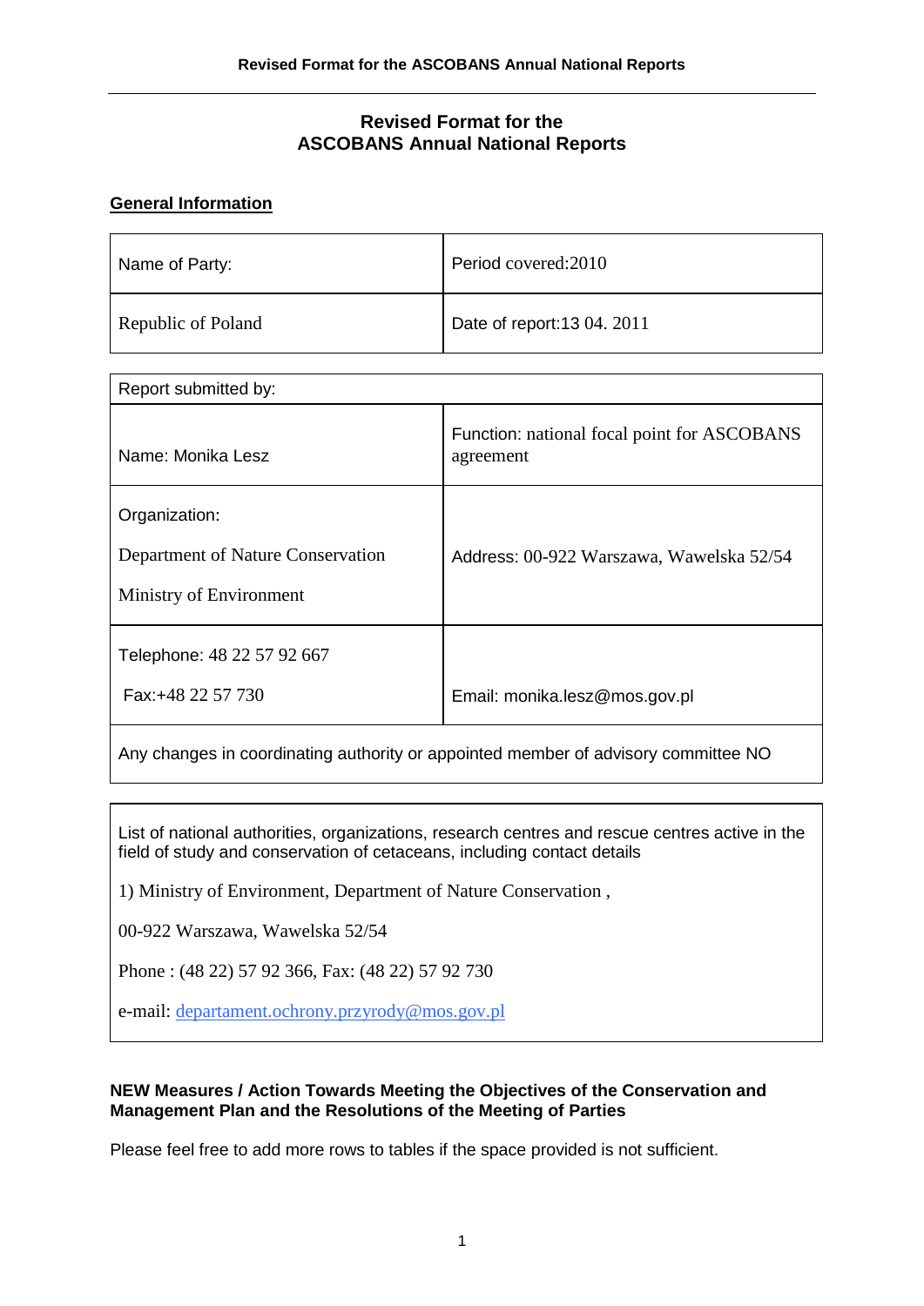# Revised Format for the ASCOBANS Annual National Reports

## General Information

| Name of Party: | Period covered:2010 |
|---|---|
| Republic of Poland | Date of report:13 04. 2011 |

| Report submitted by: | |
|---|---|
| Name: Monika Lesz | Function: national focal point for ASCOBANS agreement |
| Organization:<br><br>Department of Nature Conservation<br><br>Ministry of Environment | Address: 00-922 Warszawa, Wawelska 52/54 |
| Telephone: 48 22 57 92 667<br><br>Fax:+48 22 57 730 | Email: monika.lesz@mos.gov.pl |
| Any changes in coordinating authority or appointed member of advisory committee NO | |

| List of national authorities, organizations, research centres and rescue centres active in the field of study and conservation of cetaceans, including contact details |
|---|
| 1) Ministry of Environment, Department of Nature Conservation ,<br><br>00-922 Warszawa, Wawelska 52/54<br><br>Phone : (48 22) 57 92 366, Fax: (48 22) 57 92 730<br><br>e-mail: departament.ochrony.przyrody@mos.gov.pl |

### NEW Measures / Action Towards Meeting the Objectives of the Conservation and Management Plan and the Resolutions of the Meeting of Parties

Please feel free to add more rows to tables if the space provided is not sufficient.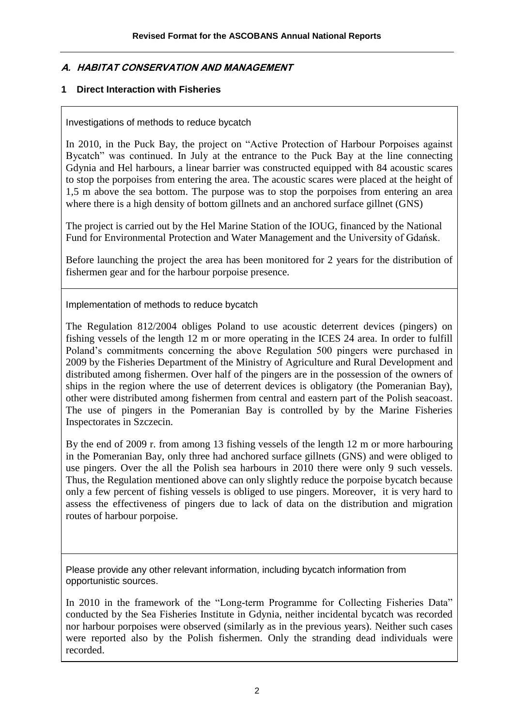## A. HABITAT CONSERVATION AND MANAGEMENT

### 1 Direct Interaction with Fisheries

Investigations of methods to reduce bycatch

In 2010, in the Puck Bay, the project on "Active Protection of Harbour Porpoises against Bycatch" was continued. In July at the entrance to the Puck Bay at the line connecting Gdynia and Hel harbours, a linear barrier was constructed equipped with 84 acoustic scares to stop the porpoises from entering the area. The acoustic scares were placed at the height of 1,5 m above the sea bottom. The purpose was to stop the porpoises from entering an area where there is a high density of bottom gillnets and an anchored surface gillnet (GNS)

The project is carried out by the Hel Marine Station of the IOUG, financed by the National Fund for Environmental Protection and Water Management and the University of Gdańsk.

Before launching the project the area has been monitored for 2 years for the distribution of fishermen gear and for the harbour porpoise presence.

Implementation of methods to reduce bycatch

The Regulation 812/2004 obliges Poland to use acoustic deterrent devices (pingers) on fishing vessels of the length 12 m or more operating in the ICES 24 area. In order to fulfill Poland's commitments concerning the above Regulation 500 pingers were purchased in 2009 by the Fisheries Department of the Ministry of Agriculture and Rural Development and distributed among fishermen. Over half of the pingers are in the possession of the owners of ships in the region where the use of deterrent devices is obligatory (the Pomeranian Bay), other were distributed among fishermen from central and eastern part of the Polish seacoast. The use of pingers in the Pomeranian Bay is controlled by by the Marine Fisheries Inspectorates in Szczecin.

By the end of 2009 r. from among 13 fishing vessels of the length 12 m or more harbouring in the Pomeranian Bay, only three had anchored surface gillnets (GNS) and were obliged to use pingers. Over the all the Polish sea harbours in 2010 there were only 9 such vessels. Thus, the Regulation mentioned above can only slightly reduce the porpoise bycatch because only a few percent of fishing vessels is obliged to use pingers. Moreover, it is very hard to assess the effectiveness of pingers due to lack of data on the distribution and migration routes of harbour porpoise.

Please provide any other relevant information, including bycatch information from opportunistic sources.

In 2010 in the framework of the "Long-term Programme for Collecting Fisheries Data" conducted by the Sea Fisheries Institute in Gdynia, neither incidental bycatch was recorded nor harbour porpoises were observed (similarly as in the previous years). Neither such cases were reported also by the Polish fishermen. Only the stranding dead individuals were recorded.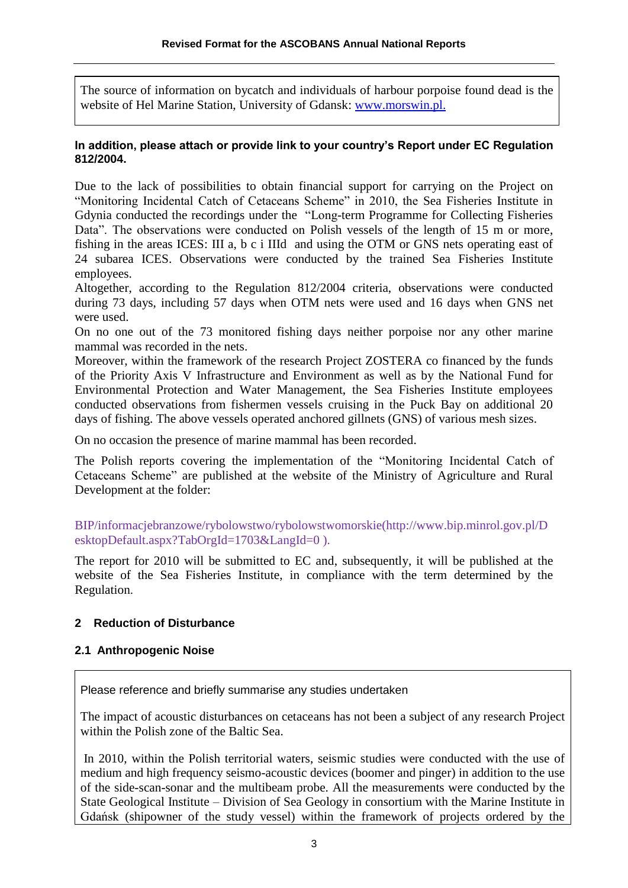The source of information on bycatch and individuals of harbour porpoise found dead is the website of Hel Marine Station, University of Gdansk: www.morswin.pl.

**In addition, please attach or provide link to your country's Report under EC Regulation 812/2004.**

Due to the lack of possibilities to obtain financial support for carrying on the Project on "Monitoring Incidental Catch of Cetaceans Scheme" in 2010, the Sea Fisheries Institute in Gdynia conducted the recordings under the "Long-term Programme for Collecting Fisheries Data". The observations were conducted on Polish vessels of the length of 15 m or more, fishing in the areas ICES: III a, b c i IIId and using the OTM or GNS nets operating east of 24 subarea ICES. Observations were conducted by the trained Sea Fisheries Institute employees.
Altogether, according to the Regulation 812/2004 criteria, observations were conducted during 73 days, including 57 days when OTM nets were used and 16 days when GNS net were used.
On no one out of the 73 monitored fishing days neither porpoise nor any other marine mammal was recorded in the nets.
Moreover, within the framework of the research Project ZOSTERA co financed by the funds of the Priority Axis V Infrastructure and Environment as well as by the National Fund for Environmental Protection and Water Management, the Sea Fisheries Institute employees conducted observations from fishermen vessels cruising in the Puck Bay on additional 20 days of fishing. The above vessels operated anchored gillnets (GNS) of various mesh sizes.

On no occasion the presence of marine mammal has been recorded.

The Polish reports covering the implementation of the "Monitoring Incidental Catch of Cetaceans Scheme" are published at the website of the Ministry of Agriculture and Rural Development at the folder:

BIP/informacjebranzowe/rybolowstwo/rybolowstwomorskie(http://www.bip.minrol.gov.pl/DesktopDefault.aspx?TabOrgId=1703&LangId=0 ).

The report for 2010 will be submitted to EC and, subsequently, it will be published at the website of the Sea Fisheries Institute, in compliance with the term determined by the Regulation.

## 2 Reduction of Disturbance

### 2.1 Anthropogenic Noise

Please reference and briefly summarise any studies undertaken

The impact of acoustic disturbances on cetaceans has not been a subject of any research Project within the Polish zone of the Baltic Sea.

In 2010, within the Polish territorial waters, seismic studies were conducted with the use of medium and high frequency seismo-acoustic devices (boomer and pinger) in addition to the use of the side-scan-sonar and the multibeam probe. All the measurements were conducted by the State Geological Institute – Division of Sea Geology in consortium with the Marine Institute in Gdańsk (shipowner of the study vessel) within the framework of projects ordered by the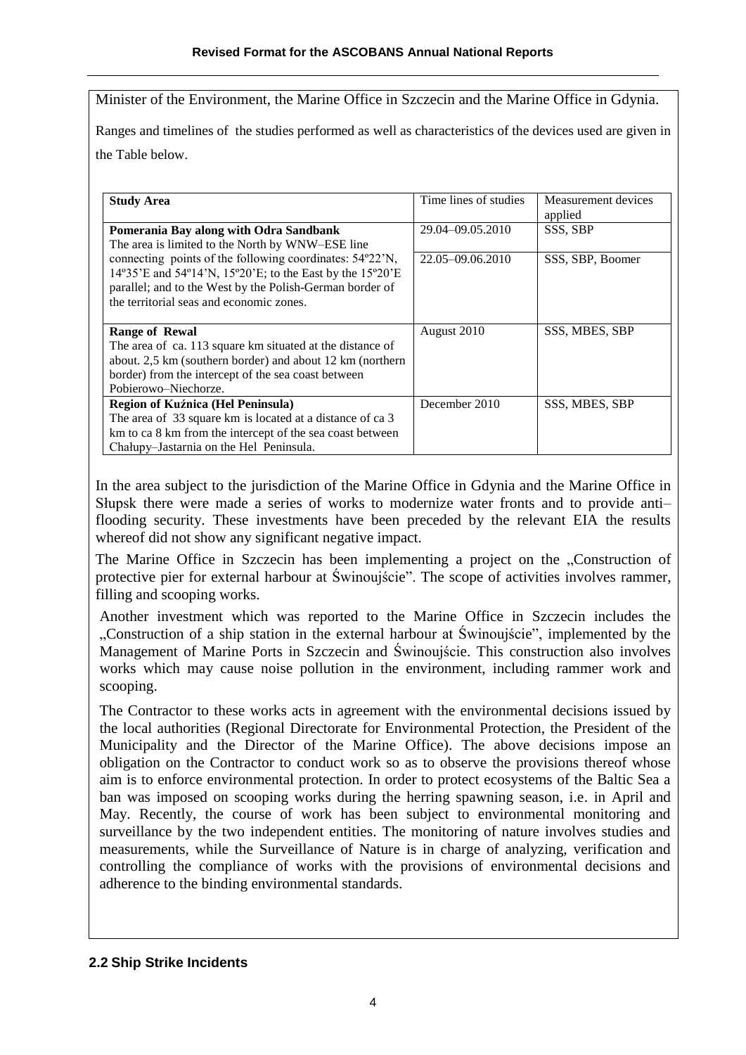Minister of the Environment, the Marine Office in Szczecin and the Marine Office in Gdynia.

Ranges and timelines of the studies performed as well as characteristics of the devices used are given in the Table below.

| Study Area | Time lines of studies | Measurement devices applied |
|---|---|---|
| **Pomerania Bay along with Odra Sandbank** The area is limited to the North by WNW–ESE line connecting points of the following coordinates: 54º22'N, 14º35'E and 54º14'N, 15º20'E; to the East by the 15º20'E parallel; and to the West by the Polish-German border of the territorial seas and economic zones. | 29.04–09.05.2010 | SSS, SBP |
| | 22.05–09.06.2010 | SSS, SBP, Boomer |
| **Range of Rewal** The area of ca. 113 square km situated at the distance of about. 2,5 km (southern border) and about 12 km (northern border) from the intercept of the sea coast between Pobierowo–Niechorze. | August 2010 | SSS, MBES, SBP |
| **Region of Kuźnica (Hel Peninsula)** The area of 33 square km is located at a distance of ca 3 km to ca 8 km from the intercept of the sea coast between Chałupy–Jastarnia on the Hel Peninsula. | December 2010 | SSS, MBES, SBP |

In the area subject to the jurisdiction of the Marine Office in Gdynia and the Marine Office in Słupsk there were made a series of works to modernize water fronts and to provide anti–flooding security. These investments have been preceded by the relevant EIA the results whereof did not show any significant negative impact.

The Marine Office in Szczecin has been implementing a project on the „Construction of protective pier for external harbour at Świnoujście". The scope of activities involves rammer, filling and scooping works.

Another investment which was reported to the Marine Office in Szczecin includes the „Construction of a ship station in the external harbour at Świnoujście", implemented by the Management of Marine Ports in Szczecin and Świnoujście. This construction also involves works which may cause noise pollution in the environment, including rammer work and scooping.

The Contractor to these works acts in agreement with the environmental decisions issued by the local authorities (Regional Directorate for Environmental Protection, the President of the Municipality and the Director of the Marine Office). The above decisions impose an obligation on the Contractor to conduct work so as to observe the provisions thereof whose aim is to enforce environmental protection. In order to protect ecosystems of the Baltic Sea a ban was imposed on scooping works during the herring spawning season, i.e. in April and May. Recently, the course of work has been subject to environmental monitoring and surveillance by the two independent entities. The monitoring of nature involves studies and measurements, while the Surveillance of Nature is in charge of analyzing, verification and controlling the compliance of works with the provisions of environmental decisions and adherence to the binding environmental standards.

## 2.2 Ship Strike Incidents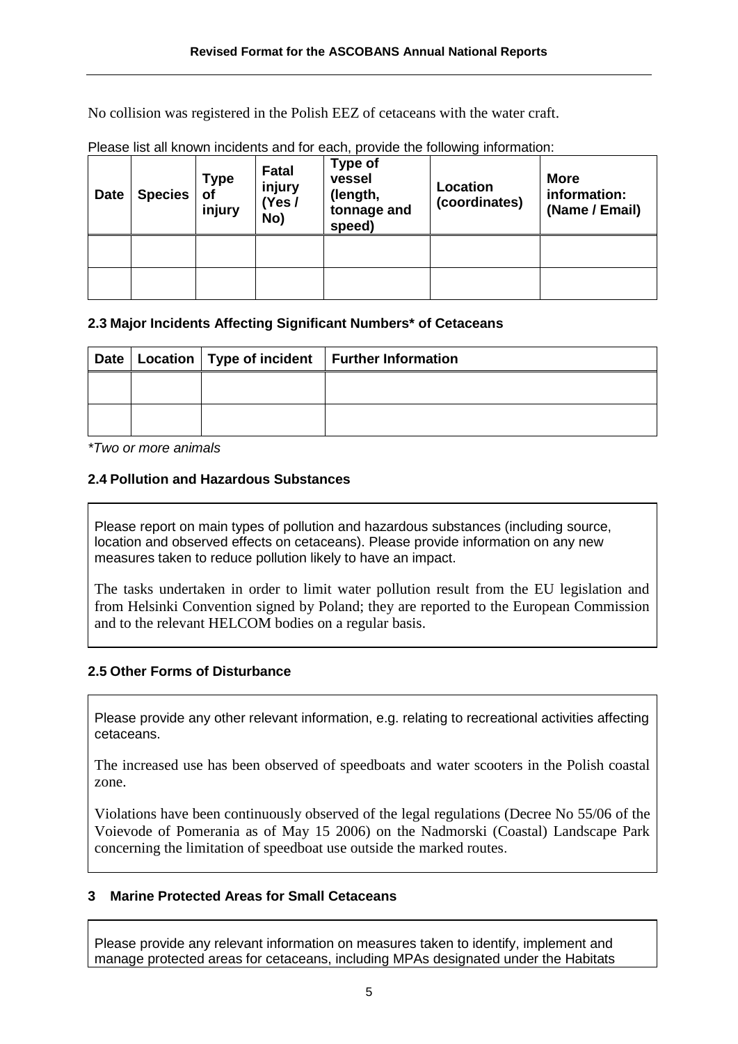No collision was registered in the Polish EEZ of cetaceans with the water craft.

Please list all known incidents and for each, provide the following information:

| Date | Species | Type of injury | Fatal injury (Yes / No) | Type of vessel (length, tonnage and speed) | Location (coordinates) | More information: (Name / Email) |
|---|---|---|---|---|---|---|
| | | | | | | |
| | | | | | | |

### 2.3 Major Incidents Affecting Significant Numbers* of Cetaceans

| Date | Location | Type of incident | Further Information |
|---|---|---|---|
| | | | |
| | | | |

*\*Two or more animals*

### 2.4 Pollution and Hazardous Substances

Please report on main types of pollution and hazardous substances (including source, location and observed effects on cetaceans). Please provide information on any new measures taken to reduce pollution likely to have an impact.

The tasks undertaken in order to limit water pollution result from the EU legislation and from Helsinki Convention signed by Poland; they are reported to the European Commission and to the relevant HELCOM bodies on a regular basis.

### 2.5 Other Forms of Disturbance

Please provide any other relevant information, e.g. relating to recreational activities affecting cetaceans.

The increased use has been observed of speedboats and water scooters in the Polish coastal zone.

Violations have been continuously observed of the legal regulations (Decree No 55/06 of the Voievode of Pomerania as of May 15 2006) on the Nadmorski (Coastal) Landscape Park concerning the limitation of speedboat use outside the marked routes.

## 3 Marine Protected Areas for Small Cetaceans

Please provide any relevant information on measures taken to identify, implement and manage protected areas for cetaceans, including MPAs designated under the Habitats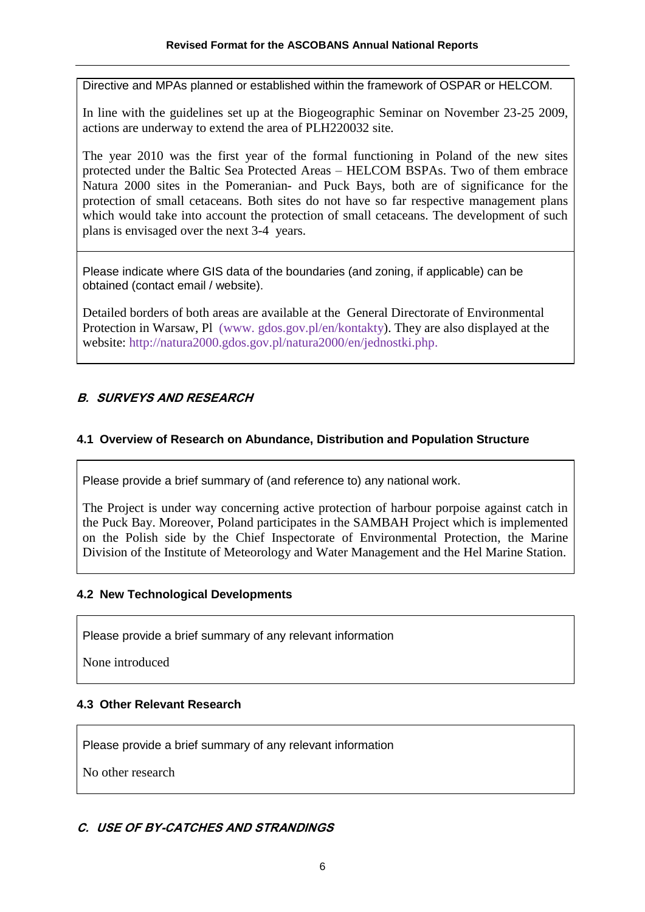Directive and MPAs planned or established within the framework of OSPAR or HELCOM.

In line with the guidelines set up at the Biogeographic Seminar on November 23-25 2009, actions are underway to extend the area of PLH220032 site.

The year 2010 was the first year of the formal functioning in Poland of the new sites protected under the Baltic Sea Protected Areas – HELCOM BSPAs. Two of them embrace Natura 2000 sites in the Pomeranian- and Puck Bays, both are of significance for the protection of small cetaceans. Both sites do not have so far respective management plans which would take into account the protection of small cetaceans. The development of such plans is envisaged over the next 3-4 years.

Please indicate where GIS data of the boundaries (and zoning, if applicable) can be obtained (contact email / website).

Detailed borders of both areas are available at the General Directorate of Environmental Protection in Warsaw, Pl (www. gdos.gov.pl/en/kontakty). They are also displayed at the website: http://natura2000.gdos.gov.pl/natura2000/en/jednostki.php.

## *B. SURVEYS AND RESEARCH*

### 4.1 Overview of Research on Abundance, Distribution and Population Structure

Please provide a brief summary of (and reference to) any national work.

The Project is under way concerning active protection of harbour porpoise against catch in the Puck Bay. Moreover, Poland participates in the SAMBAH Project which is implemented on the Polish side by the Chief Inspectorate of Environmental Protection, the Marine Division of the Institute of Meteorology and Water Management and the Hel Marine Station.

### 4.2 New Technological Developments

Please provide a brief summary of any relevant information

None introduced

### 4.3 Other Relevant Research

Please provide a brief summary of any relevant information

No other research

## *C. USE OF BY-CATCHES AND STRANDINGS*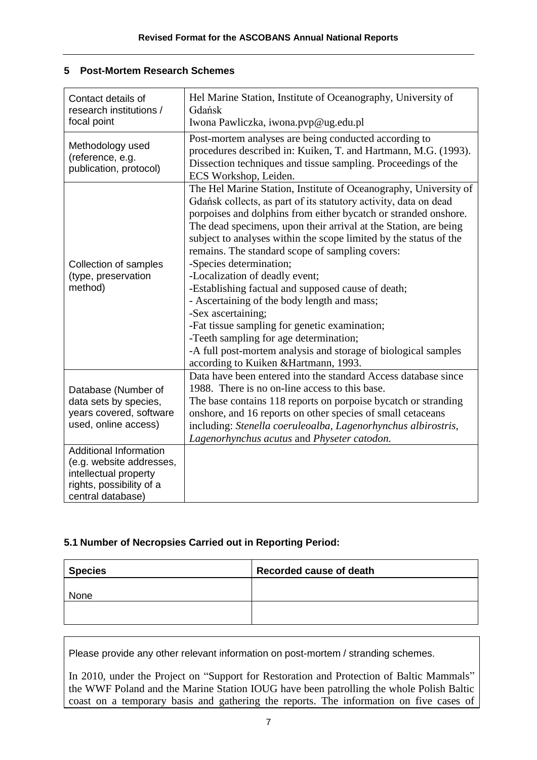## 5 Post-Mortem Research Schemes

| | |
|---|---|
| Contact details of research institutions / focal point | Hel Marine Station, Institute of Oceanography, University of Gdańsk<br>Iwona Pawliczka, iwona.pvp@ug.edu.pl |
| Methodology used (reference, e.g. publication, protocol) | Post-mortem analyses are being conducted according to procedures described in: Kuiken, T. and Hartmann, M.G. (1993). Dissection techniques and tissue sampling. Proceedings of the ECS Workshop, Leiden. |
| Collection of samples (type, preservation method) | The Hel Marine Station, Institute of Oceanography, University of Gdańsk collects, as part of its statutory activity, data on dead porpoises and dolphins from either bycatch or stranded onshore. The dead specimens, upon their arrival at the Station, are being subject to analyses within the scope limited by the status of the remains. The standard scope of sampling covers:<br>-Species determination;<br>-Localization of deadly event;<br>-Establishing factual and supposed cause of death;<br>- Ascertaining of the body length and mass;<br>-Sex ascertaining;<br>-Fat tissue sampling for genetic examination;<br>-Teeth sampling for age determination;<br>-A full post-mortem analysis and storage of biological samples according to Kuiken &Hartmann, 1993. |
| Database (Number of data sets by species, years covered, software used, online access) | Data have been entered into the standard Access database since 1988. There is no on-line access to this base.<br>The base contains 118 reports on porpoise bycatch or stranding onshore, and 16 reports on other species of small cetaceans including: *Stenella coeruleoalba, Lagenorhynchus albirostris, Lagenorhynchus acutus* and *Physeter catodon.* |
| Additional Information (e.g. website addresses, intellectual property rights, possibility of a central database) | |

### 5.1 Number of Necropsies Carried out in Reporting Period:

| Species | Recorded cause of death |
|---|---|
| None | |
| | |

Please provide any other relevant information on post-mortem / stranding schemes.

In 2010, under the Project on "Support for Restoration and Protection of Baltic Mammals" the WWF Poland and the Marine Station IOUG have been patrolling the whole Polish Baltic coast on a temporary basis and gathering the reports. The information on five cases of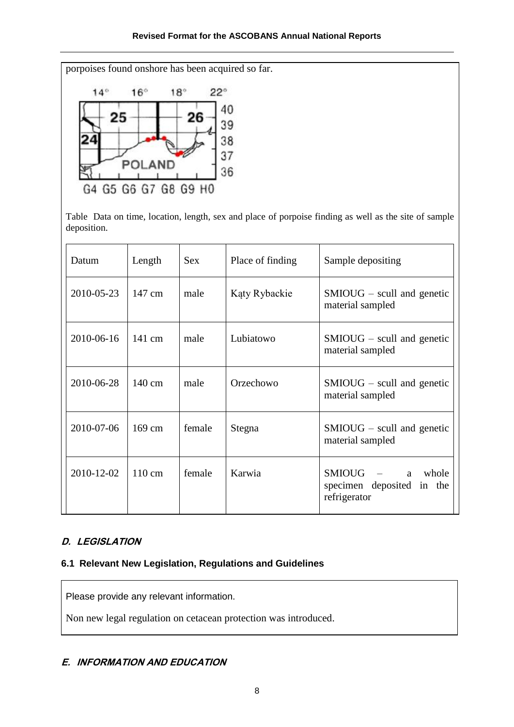porpoises found onshore has been acquired so far.

Table Data on time, location, length, sex and place of porpoise finding as well as the site of sample deposition.

| Datum | Length | Sex | Place of finding | Sample depositing |
|---|---|---|---|---|
| 2010-05-23 | 147 cm | male | Kąty Rybackie | SMIOUG – scull and genetic material sampled |
| 2010-06-16 | 141 cm | male | Lubiatowo | SMIOUG – scull and genetic material sampled |
| 2010-06-28 | 140 cm | male | Orzechowo | SMIOUG – scull and genetic material sampled |
| 2010-07-06 | 169 cm | female | Stegna | SMIOUG – scull and genetic material sampled |
| 2010-12-02 | 110 cm | female | Karwia | SMIOUG – a whole specimen deposited in the refrigerator |

## D. LEGISLATION

### 6.1 Relevant New Legislation, Regulations and Guidelines

Please provide any relevant information.

Non new legal regulation on cetacean protection was introduced.

## E. INFORMATION AND EDUCATION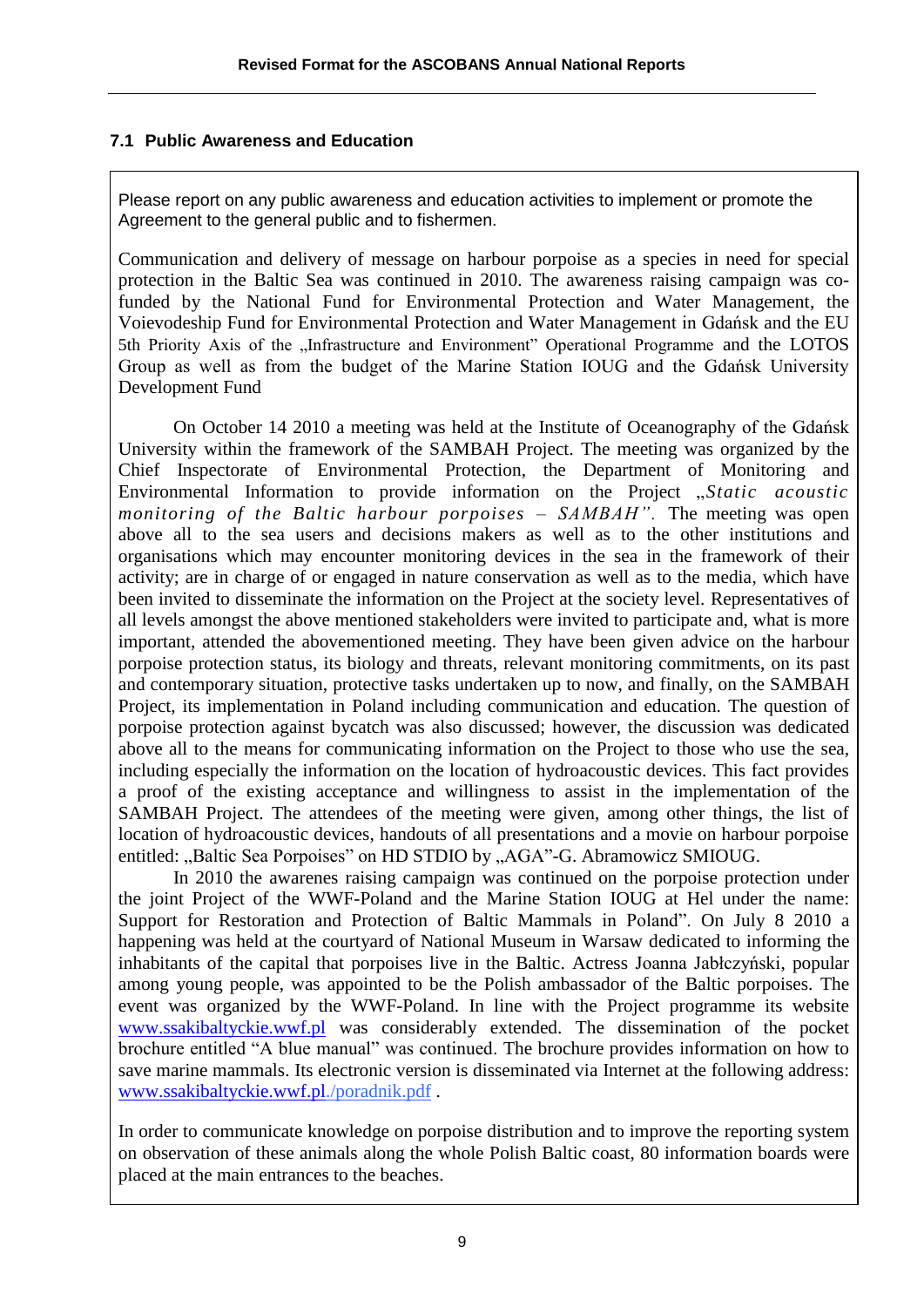### 7.1 Public Awareness and Education

Please report on any public awareness and education activities to implement or promote the Agreement to the general public and to fishermen.

Communication and delivery of message on harbour porpoise as a species in need for special protection in the Baltic Sea was continued in 2010. The awareness raising campaign was co-funded by the National Fund for Environmental Protection and Water Management, the Voievodeship Fund for Environmental Protection and Water Management in Gdańsk and the EU 5th Priority Axis of the „Infrastructure and Environment" Operational Programme and the LOTOS Group as well as from the budget of the Marine Station IOUG and the Gdańsk University Development Fund

On October 14 2010 a meeting was held at the Institute of Oceanography of the Gdańsk University within the framework of the SAMBAH Project. The meeting was organized by the Chief Inspectorate of Environmental Protection, the Department of Monitoring and Environmental Information to provide information on the Project „*Static acoustic monitoring of the Baltic harbour porpoises – SAMBAH".* The meeting was open above all to the sea users and decisions makers as well as to the other institutions and organisations which may encounter monitoring devices in the sea in the framework of their activity; are in charge of or engaged in nature conservation as well as to the media, which have been invited to disseminate the information on the Project at the society level. Representatives of all levels amongst the above mentioned stakeholders were invited to participate and, what is more important, attended the abovementioned meeting. They have been given advice on the harbour porpoise protection status, its biology and threats, relevant monitoring commitments, on its past and contemporary situation, protective tasks undertaken up to now, and finally, on the SAMBAH Project, its implementation in Poland including communication and education. The question of porpoise protection against bycatch was also discussed; however, the discussion was dedicated above all to the means for communicating information on the Project to those who use the sea, including especially the information on the location of hydroacoustic devices. This fact provides a proof of the existing acceptance and willingness to assist in the implementation of the SAMBAH Project. The attendees of the meeting were given, among other things, the list of location of hydroacoustic devices, handouts of all presentations and a movie on harbour porpoise entitled: „Baltic Sea Porpoises" on HD STDIO by „AGA"-G. Abramowicz SMIOUG.

In 2010 the awarenes raising campaign was continued on the porpoise protection under the joint Project of the WWF-Poland and the Marine Station IOUG at Hel under the name: Support for Restoration and Protection of Baltic Mammals in Poland". On July 8 2010 a happening was held at the courtyard of National Museum in Warsaw dedicated to informing the inhabitants of the capital that porpoises live in the Baltic. Actress Joanna Jabłczyński, popular among young people, was appointed to be the Polish ambassador of the Baltic porpoises. The event was organized by the WWF-Poland. In line with the Project programme its website www.ssakibaltyckie.wwf.pl was considerably extended. The distribution of the pocket brochure entitled "A blue manual" was continued. The brochure provides information on how to save marine mammals. Its electronic version is disseminated via Internet at the following address: www.ssakibaltyckie.wwf.pl./poradnik.pdf .

In order to communicate knowledge on porpoise distribution and to improve the reporting system on observation of these animals along the whole Polish Baltic coast, 80 information boards were placed at the main entrances to the beaches.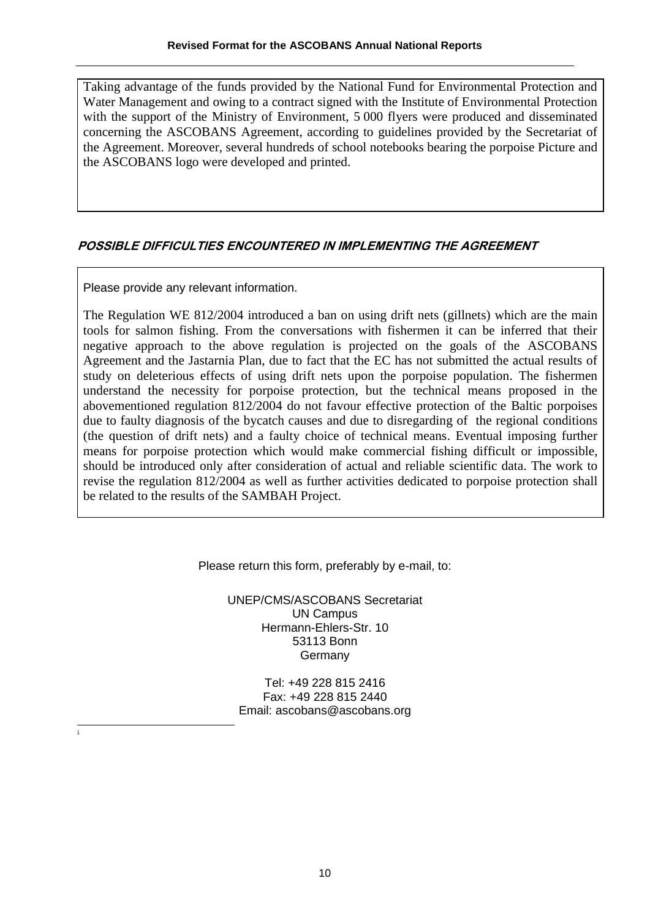Taking advantage of the funds provided by the National Fund for Environmental Protection and Water Management and owing to a contract signed with the Institute of Environmental Protection with the support of the Ministry of Environment, 5 000 flyers were produced and disseminated concerning the ASCOBANS Agreement, according to guidelines provided by the Secretariat of the Agreement. Moreover, several hundreds of school notebooks bearing the porpoise Picture and the ASCOBANS logo were developed and printed.

## POSSIBLE DIFFICULTIES ENCOUNTERED IN IMPLEMENTING THE AGREEMENT

Please provide any relevant information.

The Regulation WE 812/2004 introduced a ban on using drift nets (gillnets) which are the main tools for salmon fishing. From the conversations with fishermen it can be inferred that their negative approach to the above regulation is projected on the goals of the ASCOBANS Agreement and the Jastarnia Plan, due to fact that the EC has not submitted the actual results of study on deleterious effects of using drift nets upon the porpoise population. The fishermen understand the necessity for porpoise protection, but the technical means proposed in the abovementioned regulation 812/2004 do not favour effective protection of the Baltic porpoises due to faulty diagnosis of the bycatch causes and due to disregarding of the regional conditions (the question of drift nets) and a faulty choice of technical means. Eventual imposing further means for porpoise protection which would make commercial fishing difficult or impossible, should be introduced only after consideration of actual and reliable scientific data. The work to revise the regulation 812/2004 as well as further activities dedicated to porpoise protection shall be related to the results of the SAMBAH Project.

Please return this form, preferably by e-mail, to:

UNEP/CMS/ASCOBANS Secretariat
UN Campus
Hermann-Ehlers-Str. 10
53113 Bonn
Germany

Tel: +49 228 815 2416
Fax: +49 228 815 2440
Email: ascobans@ascobans.org

[i]